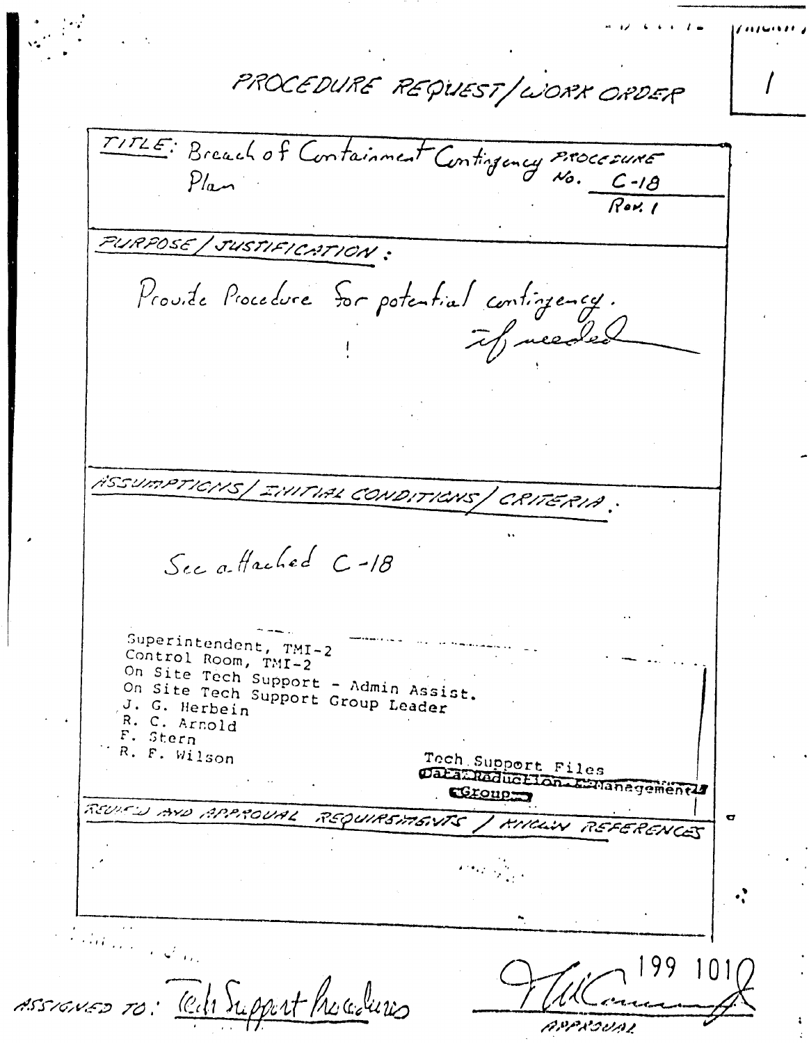# PROCEDURE REQUEST/WORK ORDER

1

**TITLE:** Breach of Containment Contingency Plan

**PROCEDURE No.** C-18 Rev. 1

**PURPOSE/JUSTIFICATION:**

Provide Procedure for potential contingency. if needed

**ASSUMPTIONS/INITIAL CONDITIONS/CRITERIA:**

See attached C-18

Superintendent, TMI-2
Control Room, TMI-2
On Site Tech Support - Admin Assist.
On Site Tech Support Group Leader
J. G. Herbein
R. C. Arnold
F. Stern
R. F. Wilson

Tech Support Files
Data Reduction & Management Group

**REVIEW AND APPROVAL REQUIREMENTS/KNOWN REFERENCES**

ASSIGNED TO: Tech Support Procedures

APPROVAL

199 101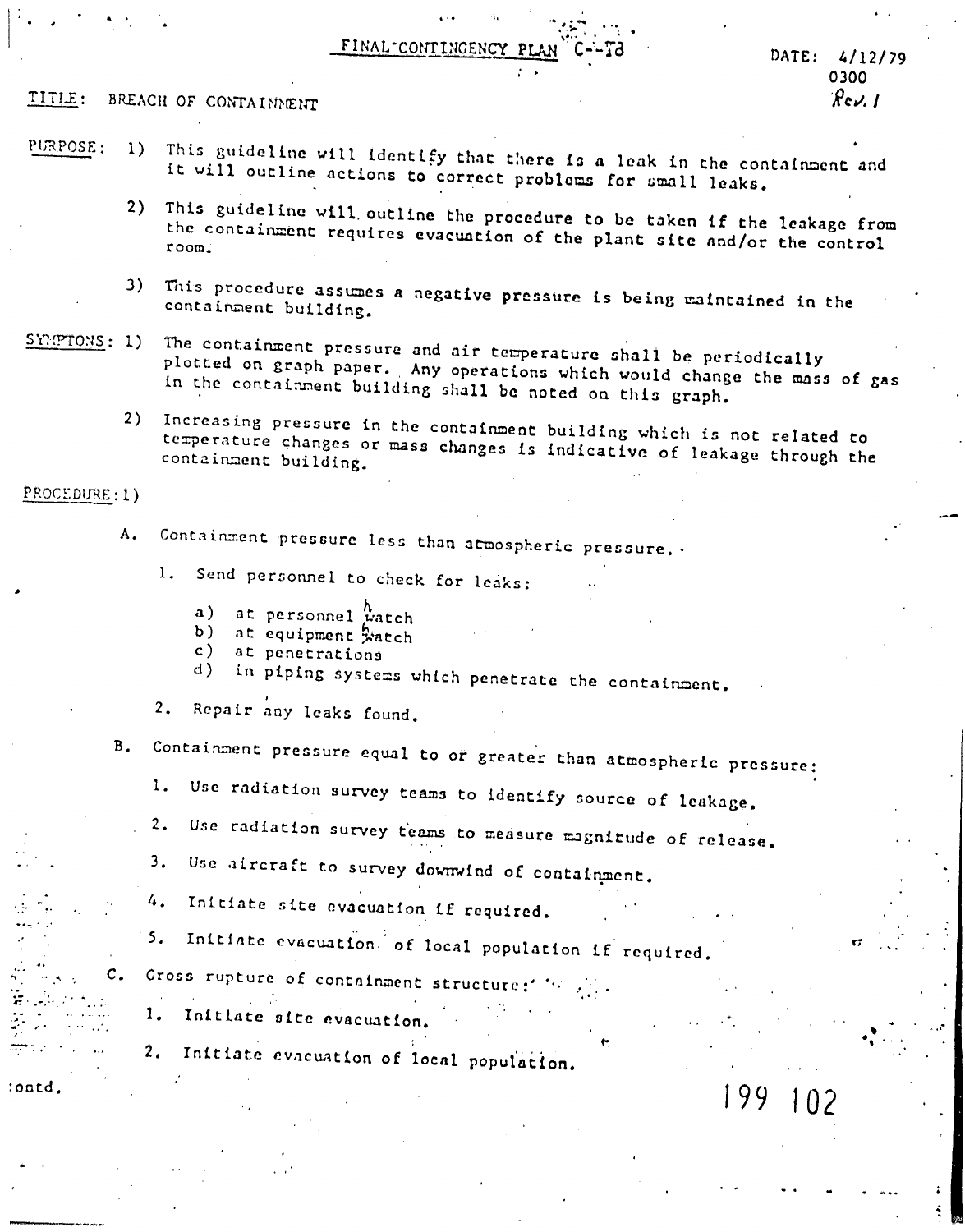FINAL CONTINGENCY PLAN C--T8

DATE: 4/12/79
0300
Rev. 1

TITLE: BREACH OF CONTAINMENT

PURPOSE:

1) This guideline will identify that there is a leak in the containment and it will outline actions to correct problems for small leaks.

2) This guideline will outline the procedure to be taken if the leakage from the containment requires evacuation of the plant site and/or the control room.

3) This procedure assumes a negative pressure is being maintained in the containment building.

SYMPTONS:

1) The containment pressure and air temperature shall be periodically plotted on graph paper. Any operations which would change the mass of gas in the containment building shall be noted on this graph.

2) Increasing pressure in the containment building which is not related to temperature changes or mass changes is indicative of leakage through the containment building.

PROCEDURE: 1)

A. Containment pressure less than atmospheric pressure.

1. Send personnel to check for leaks:
   - a) at personnel hatch
   - b) at equipment hatch
   - c) at penetrations
   - d) in piping systems which penetrate the containment.
2. Repair any leaks found.

B. Containment pressure equal to or greater than atmospheric pressure:

1. Use radiation survey teams to identify source of leakage.
2. Use radiation survey teams to measure magnitude of release.
3. Use aircraft to survey downwind of containment.
4. Initiate site evacuation if required.
5. Initiate evacuation of local population if required.

C. Gross rupture of containment structure:

1. Initiate site evacuation.
2. Initiate evacuation of local population.

contd.

199 102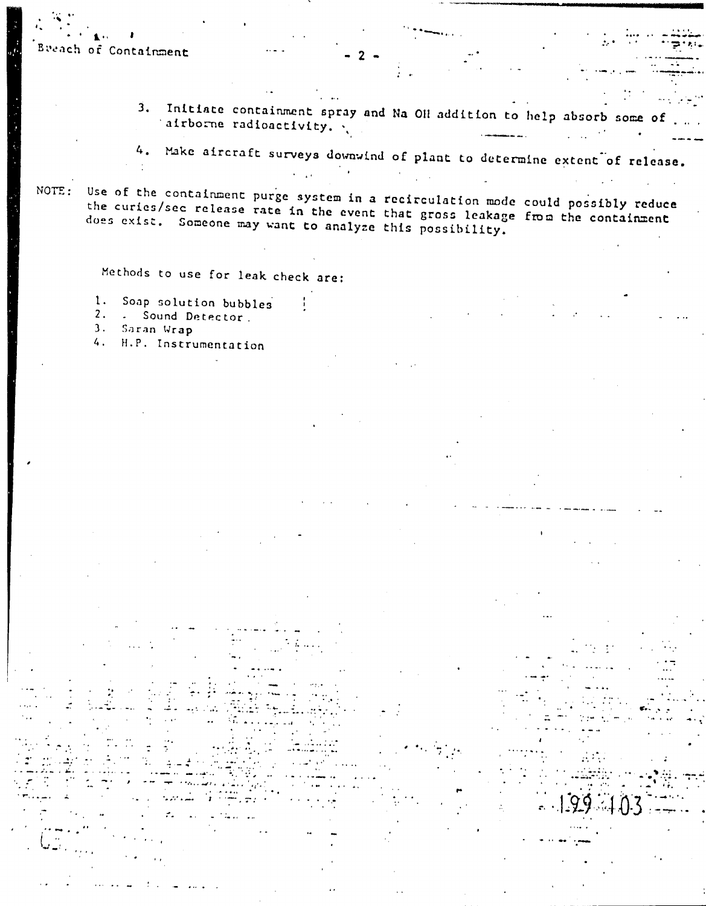3. Initiate containment spray and Na OH addition to help absorb some of airborne radioactivity.

4. Make aircraft surveys downwind of plant to determine extent of release.

NOTE: Use of the containment purge system in a recirculation mode could possibly reduce the curies/sec release rate in the event that gross leakage from the containment does exist. Someone may want to analyze this possibility.

Methods to use for leak check are:

1. Soap solution bubbles
2. Sound Detector
3. Saran Wrap
4. H.P. Instrumentation

199 103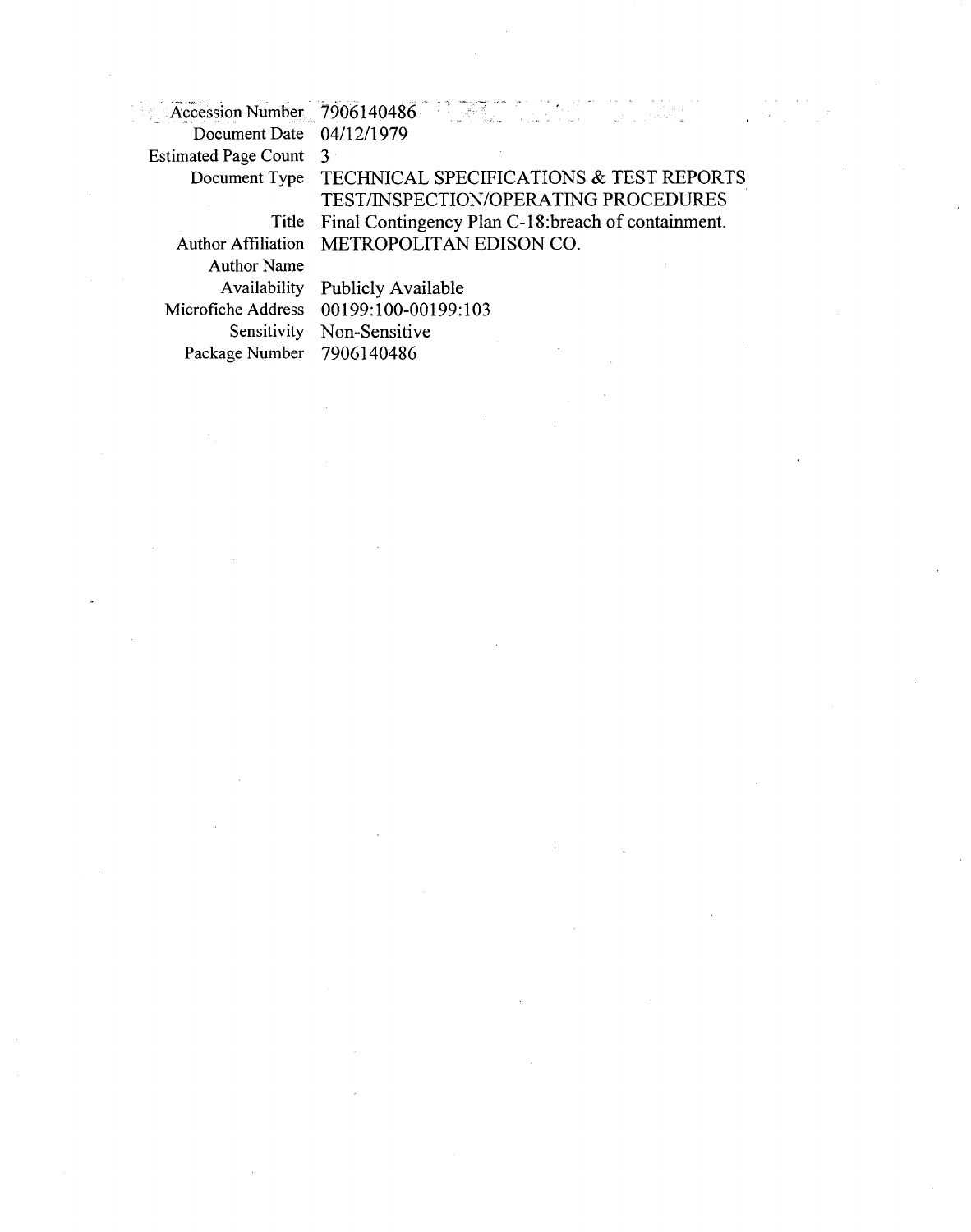| | |
|---|---|
| Accession Number | 7906140486 |
| Document Date | 04/12/1979 |
| Estimated Page Count | 3 |
| Document Type | TECHNICAL SPECIFICATIONS & TEST REPORTS<br>TEST/INSPECTION/OPERATING PROCEDURES |
| Title | Final Contingency Plan C-18:breach of containment. |
| Author Affiliation | METROPOLITAN EDISON CO. |
| Author Name | |
| Availability | Publicly Available |
| Microfiche Address | 00199:100-00199:103 |
| Sensitivity | Non-Sensitive |
| Package Number | 7906140486 |